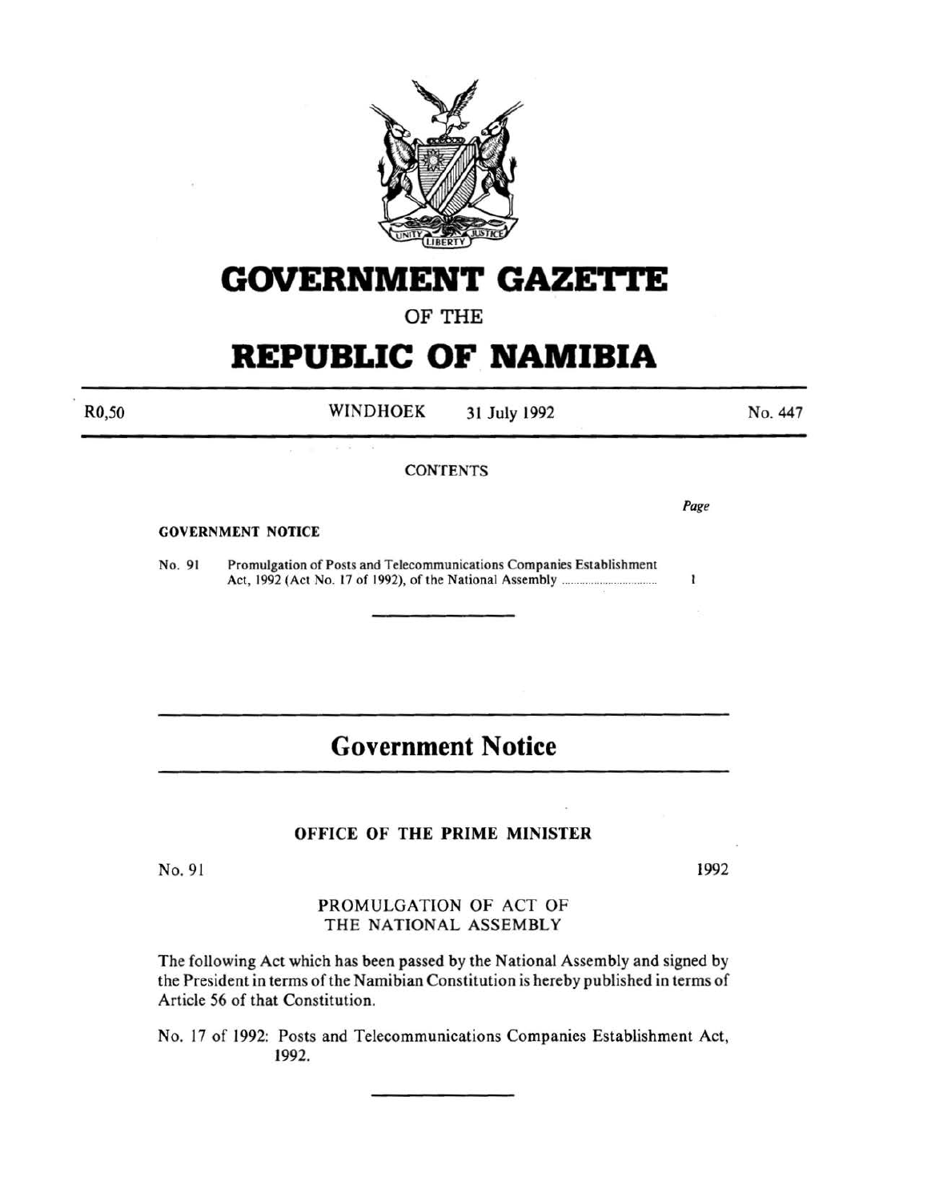# GOVERNMENT GAZETTE

OF THE

# REPUBLIC OF NAMIBIA

R0,50 WINDHOEK 31 July 1992 No. 447

CONTENTS

*Page*

**GOVERNMENT NOTICE**

No. 91 Promulgation of Posts and Telecommunications Companies Establishment Act, 1992 (Act No. 17 of 1992), of the National Assembly ............................... 1

## Government Notice

### OFFICE OF THE PRIME MINISTER

No. 91 1992

PROMULGATION OF ACT OF THE NATIONAL ASSEMBLY

The following Act which has been passed by the National Assembly and signed by the President in terms of the Namibian Constitution is hereby published in terms of Article 56 of that Constitution.

No. 17 of 1992: Posts and Telecommunications Companies Establishment Act, 1992.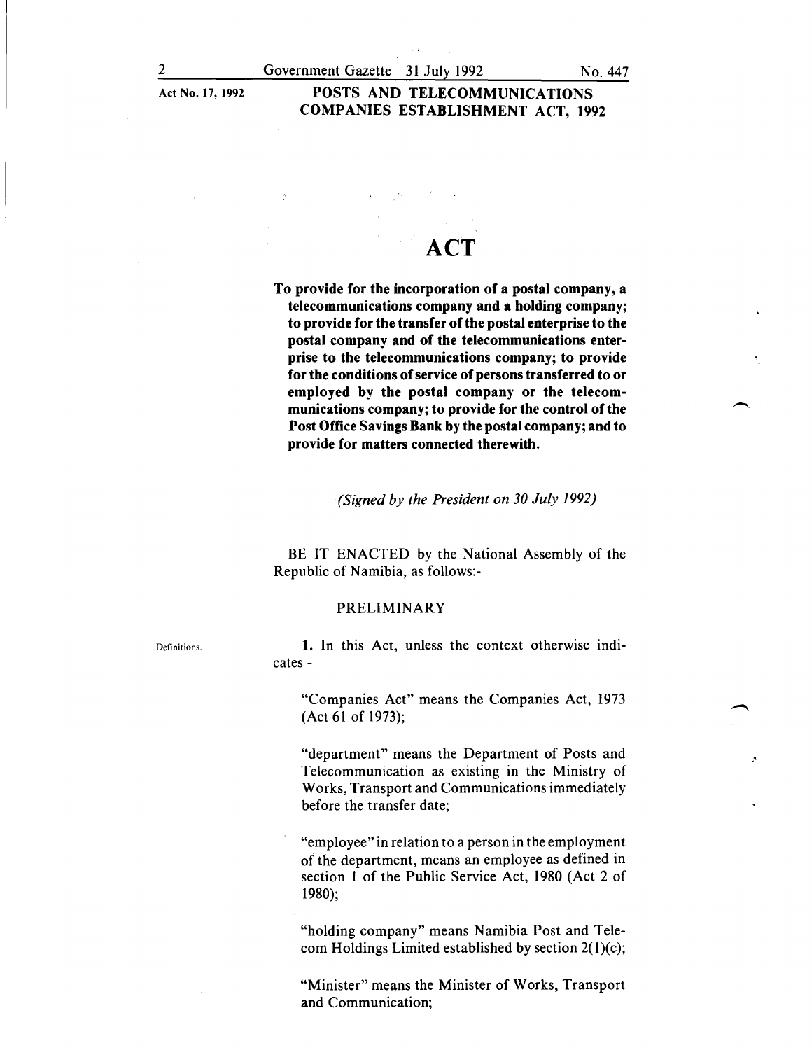Act No. 17, 1992

**POSTS AND TELECOMMUNICATIONS COMPANIES ESTABLISHMENT ACT, 1992**

# ACT

**To provide for the incorporation of a postal company, a telecommunications company and a holding company; to provide for the transfer of the postal enterprise to the postal company and of the telecommunications enterprise to the telecommunications company; to provide for the conditions of service of persons transferred to or employed by the postal company or the telecommunications company; to provide for the control of the Post Office Savings Bank by the postal company; and to provide for matters connected therewith.**

*(Signed by the President on 30 July 1992)*

BE IT ENACTED by the National Assembly of the Republic of Namibia, as follows:-

## PRELIMINARY

Definitions.

**1.** In this Act, unless the context otherwise indicates -

"Companies Act" means the Companies Act, 1973 (Act 61 of 1973);

"department" means the Department of Posts and Telecommunication as existing in the Ministry of Works, Transport and Communications immediately before the transfer date;

"employee" in relation to a person in the employment of the department, means an employee as defined in section 1 of the Public Service Act, 1980 (Act 2 of 1980);

"holding company" means Namibia Post and Telecom Holdings Limited established by section 2(1)(c);

"Minister" means the Minister of Works, Transport and Communication;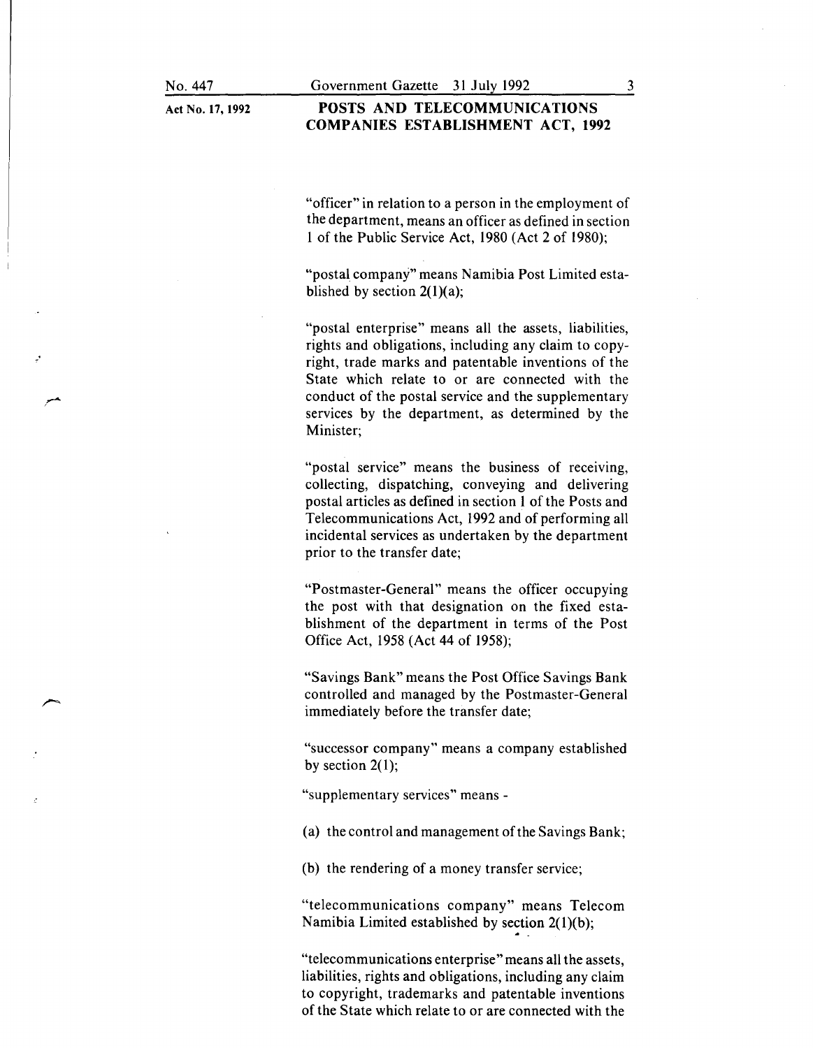"officer" in relation to a person in the employment of the department, means an officer as defined in section 1 of the Public Service Act, 1980 (Act 2 of 1980);

"postal company" means Namibia Post Limited established by section 2(1)(a);

"postal enterprise" means all the assets, liabilities, rights and obligations, including any claim to copyright, trade marks and patentable inventions of the State which relate to or are connected with the conduct of the postal service and the supplementary services by the department, as determined by the Minister;

"postal service" means the business of receiving, collecting, dispatching, conveying and delivering postal articles as defined in section 1 of the Posts and Telecommunications Act, 1992 and of performing all incidental services as undertaken by the department prior to the transfer date;

"Postmaster-General" means the officer occupying the post with that designation on the fixed establishment of the department in terms of the Post Office Act, 1958 (Act 44 of 1958);

"Savings Bank" means the Post Office Savings Bank controlled and managed by the Postmaster-General immediately before the transfer date;

"successor company" means a company established by section 2(1);

"supplementary services" means -

(a) the control and management of the Savings Bank;

(b) the rendering of a money transfer service;

"telecommunications company" means Telecom Namibia Limited established by section 2(1)(b);

"telecommunications enterprise" means all the assets, liabilities, rights and obligations, including any claim to copyright, trademarks and patentable inventions of the State which relate to or are connected with the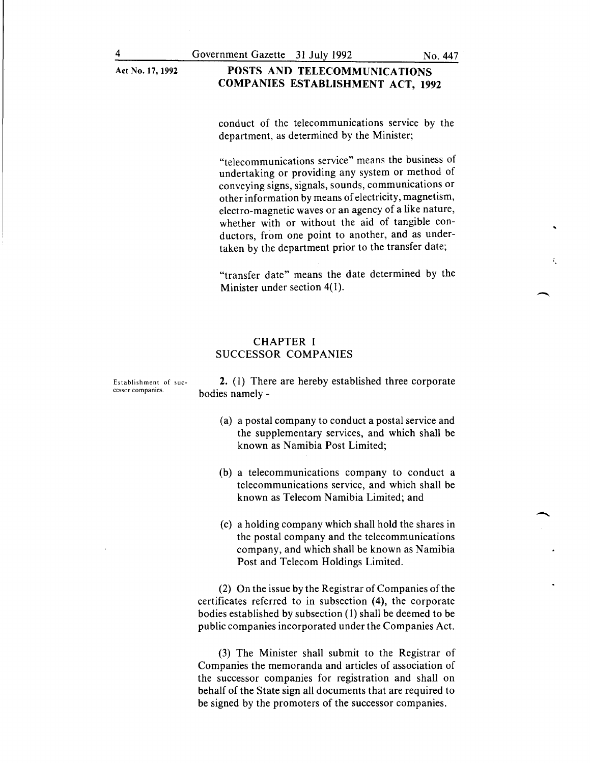conduct of the telecommunications service by the department, as determined by the Minister;

"telecommunications service" means the business of undertaking or providing any system or method of conveying signs, signals, sounds, communications or other information by means of electricity, magnetism, electro-magnetic waves or an agency of a like nature, whether with or without the aid of tangible conductors, from one point to another, and as undertaken by the department prior to the transfer date;

"transfer date" means the date determined by the Minister under section 4(1).

## CHAPTER I
## SUCCESSOR COMPANIES

Establishment of successor companies.

**2.** (1) There are hereby established three corporate bodies namely -

(a) a postal company to conduct a postal service and the supplementary services, and which shall be known as Namibia Post Limited;

(b) a telecommunications company to conduct a telecommunications service, and which shall be known as Telecom Namibia Limited; and

(c) a holding company which shall hold the shares in the postal company and the telecommunications company, and which shall be known as Namibia Post and Telecom Holdings Limited.

(2) On the issue by the Registrar of Companies of the certificates referred to in subsection (4), the corporate bodies established by subsection (1) shall be deemed to be public companies incorporated under the Companies Act.

(3) The Minister shall submit to the Registrar of Companies the memoranda and articles of association of the successor companies for registration and shall on behalf of the State sign all documents that are required to be signed by the promoters of the successor companies.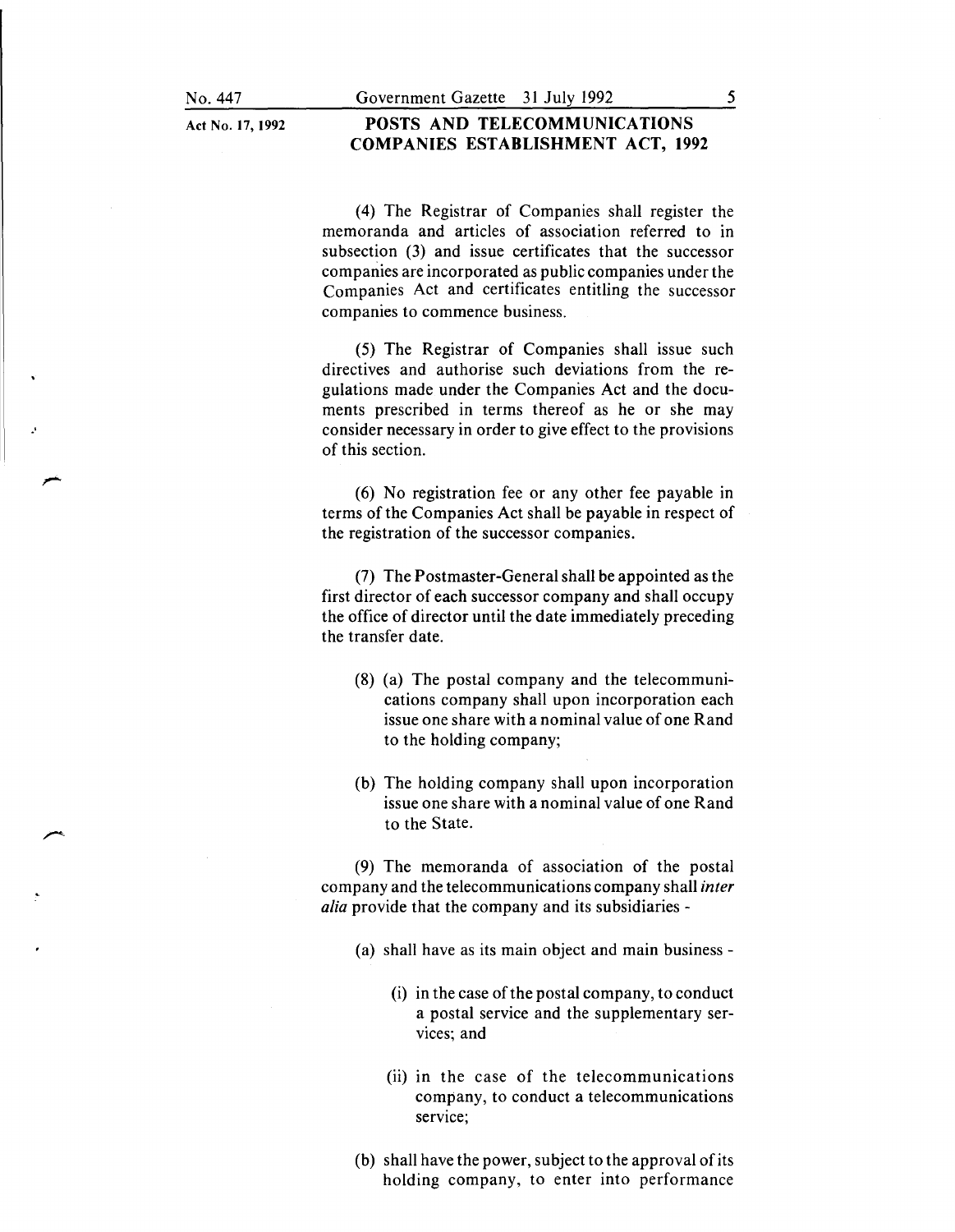(4) The Registrar of Companies shall register the memoranda and articles of association referred to in subsection (3) and issue certificates that the successor companies are incorporated as public companies under the Companies Act and certificates entitling the successor companies to commence business.

(5) The Registrar of Companies shall issue such directives and authorise such deviations from the regulations made under the Companies Act and the documents prescribed in terms thereof as he or she may consider necessary in order to give effect to the provisions of this section.

(6) No registration fee or any other fee payable in terms of the Companies Act shall be payable in respect of the registration of the successor companies.

(7) The Postmaster-General shall be appointed as the first director of each successor company and shall occupy the office of director until the date immediately preceding the transfer date.

(8) (a) The postal company and the telecommunications company shall upon incorporation each issue one share with a nominal value of one Rand to the holding company;

(b) The holding company shall upon incorporation issue one share with a nominal value of one Rand to the State.

(9) The memoranda of association of the postal company and the telecommunications company shall *inter alia* provide that the company and its subsidiaries -

(a) shall have as its main object and main business -

(i) in the case of the postal company, to conduct a postal service and the supplementary services; and

(ii) in the case of the telecommunications company, to conduct a telecommunications service;

(b) shall have the power, subject to the approval of its holding company, to enter into performance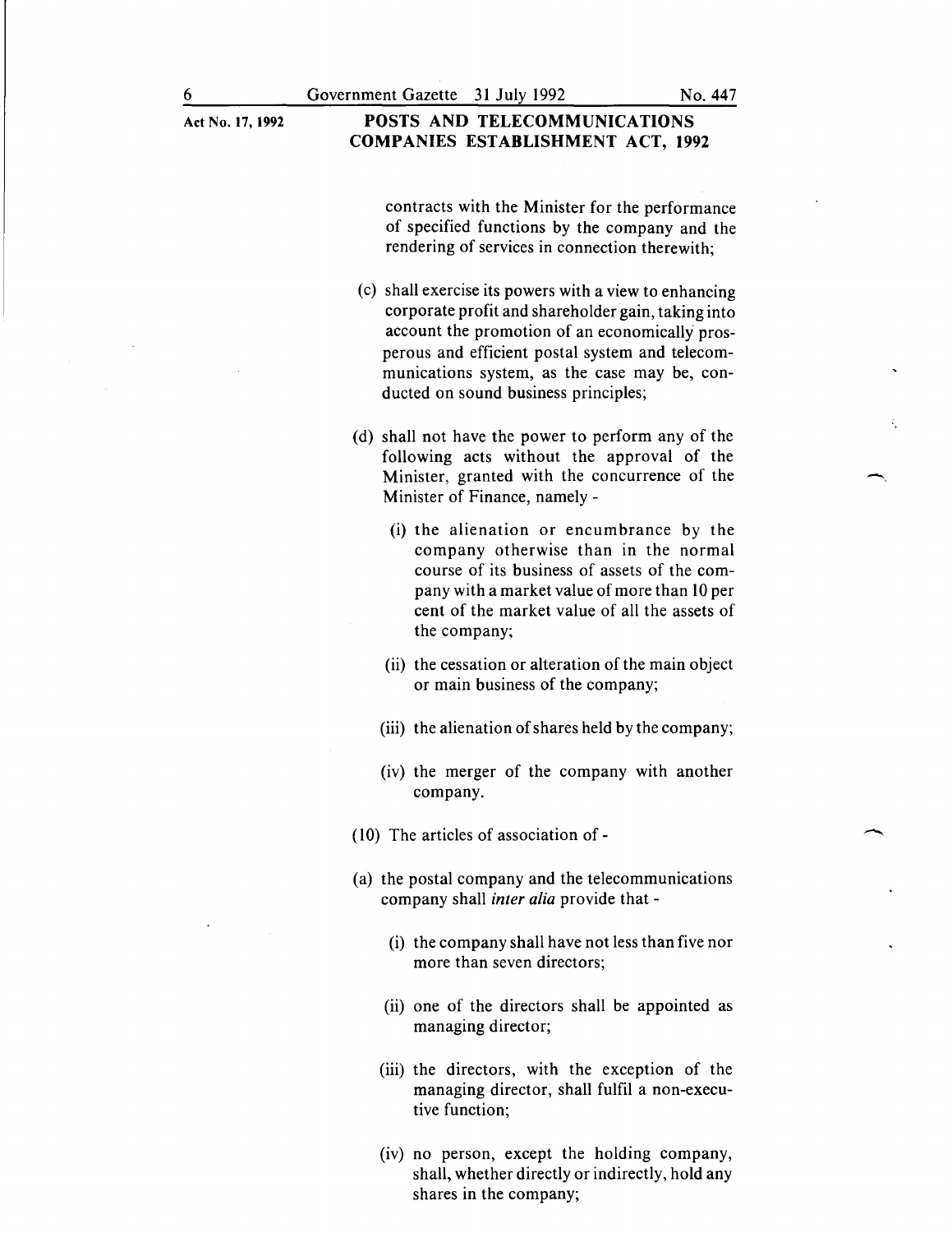contracts with the Minister for the performance of specified functions by the company and the rendering of services in connection therewith;

(c) shall exercise its powers with a view to enhancing corporate profit and shareholder gain, taking into account the promotion of an economically prosperous and efficient postal system and telecommunications system, as the case may be, conducted on sound business principles;

(d) shall not have the power to perform any of the following acts without the approval of the Minister, granted with the concurrence of the Minister of Finance, namely -

(i) the alienation or encumbrance by the company otherwise than in the normal course of its business of assets of the company with a market value of more than 10 per cent of the market value of all the assets of the company;

(ii) the cessation or alteration of the main object or main business of the company;

(iii) the alienation of shares held by the company;

(iv) the merger of the company with another company.

(10) The articles of association of -

(a) the postal company and the telecommunications company shall *inter alia* provide that -

(i) the company shall have not less than five nor more than seven directors;

(ii) one of the directors shall be appointed as managing director;

(iii) the directors, with the exception of the managing director, shall fulfil a non-executive function;

(iv) no person, except the holding company, shall, whether directly or indirectly, hold any shares in the company;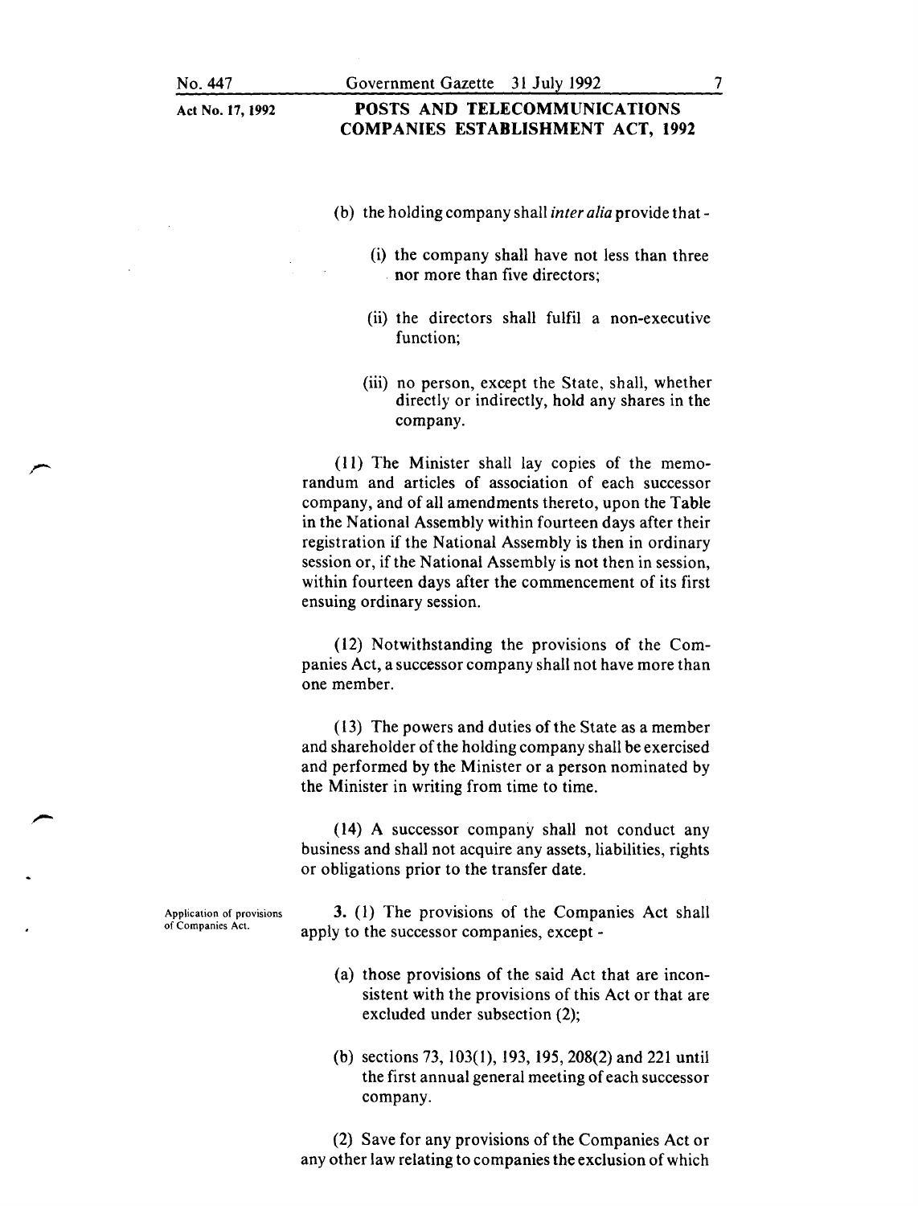(b) the holding company shall *inter alia* provide that -

(i) the company shall have not less than three nor more than five directors;

(ii) the directors shall fulfil a non-executive function;

(iii) no person, except the State, shall, whether directly or indirectly, hold any shares in the company.

(11) The Minister shall lay copies of the memorandum and articles of association of each successor company, and of all amendments thereto, upon the Table in the National Assembly within fourteen days after their registration if the National Assembly is then in ordinary session or, if the National Assembly is not then in session, within fourteen days after the commencement of its first ensuing ordinary session.

(12) Notwithstanding the provisions of the Companies Act, a successor company shall not have more than one member.

(13) The powers and duties of the State as a member and shareholder of the holding company shall be exercised and performed by the Minister or a person nominated by the Minister in writing from time to time.

(14) A successor company shall not conduct any business and shall not acquire any assets, liabilities, rights or obligations prior to the transfer date.

Application of provisions of Companies Act.

**3.** (1) The provisions of the Companies Act shall apply to the successor companies, except -

(a) those provisions of the said Act that are inconsistent with the provisions of this Act or that are excluded under subsection (2);

(b) sections 73, 103(1), 193, 195, 208(2) and 221 until the first annual general meeting of each successor company.

(2) Save for any provisions of the Companies Act or any other law relating to companies the exclusion of which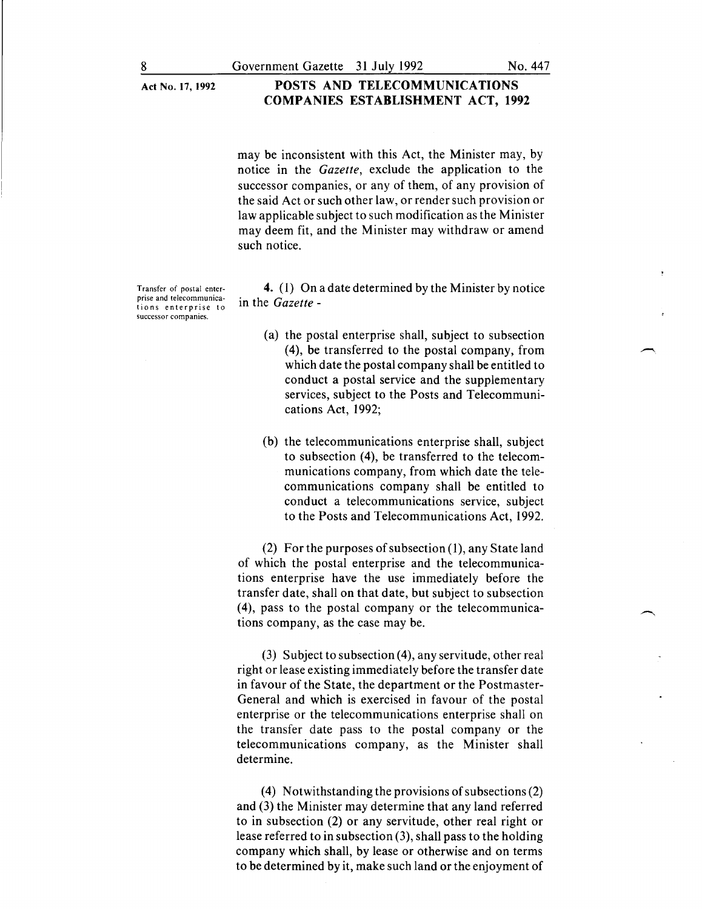may be inconsistent with this Act, the Minister may, by notice in the *Gazette*, exclude the application to the successor companies, or any of them, of any provision of the said Act or such other law, or render such provision or law applicable subject to such modification as the Minister may deem fit, and the Minister may withdraw or amend such notice.

Transfer of postal enterprise and telecommunications enterprise to successor companies.

**4.** (1) On a date determined by the Minister by notice in the *Gazette* -

(a) the postal enterprise shall, subject to subsection (4), be transferred to the postal company, from which date the postal company shall be entitled to conduct a postal service and the supplementary services, subject to the Posts and Telecommunications Act, 1992;

(b) the telecommunications enterprise shall, subject to subsection (4), be transferred to the telecommunications company, from which date the telecommunications company shall be entitled to conduct a telecommunications service, subject to the Posts and Telecommunications Act, 1992.

(2) For the purposes of subsection (1), any State land of which the postal enterprise and the telecommunications enterprise have the use immediately before the transfer date, shall on that date, but subject to subsection (4), pass to the postal company or the telecommunications company, as the case may be.

(3) Subject to subsection (4), any servitude, other real right or lease existing immediately before the transfer date in favour of the State, the department or the Postmaster-General and which is exercised in favour of the postal enterprise or the telecommunications enterprise shall on the transfer date pass to the postal company or the telecommunications company, as the Minister shall determine.

(4) Notwithstanding the provisions of subsections (2) and (3) the Minister may determine that any land referred to in subsection (2) or any servitude, other real right or lease referred to in subsection (3), shall pass to the holding company which shall, by lease or otherwise and on terms to be determined by it, make such land or the enjoyment of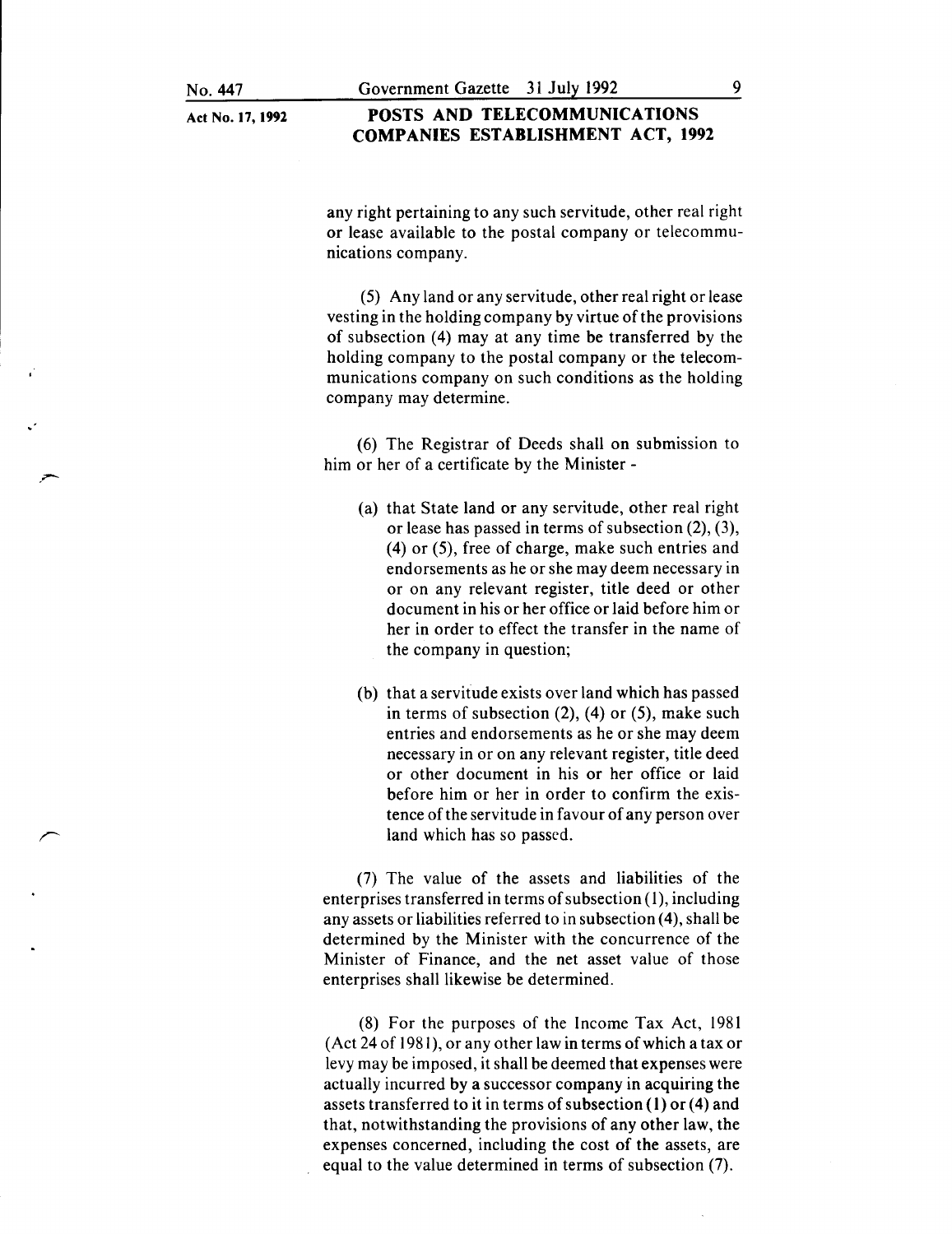any right pertaining to any such servitude, other real right or lease available to the postal company or telecommunications company.

(5) Any land or any servitude, other real right or lease vesting in the holding company by virtue of the provisions of subsection (4) may at any time be transferred by the holding company to the postal company or the telecommunications company on such conditions as the holding company may determine.

(6) The Registrar of Deeds shall on submission to him or her of a certificate by the Minister -

(a) that State land or any servitude, other real right or lease has passed in terms of subsection (2), (3), (4) or (5), free of charge, make such entries and endorsements as he or she may deem necessary in or on any relevant register, title deed or other document in his or her office or laid before him or her in order to effect the transfer in the name of the company in question;

(b) that a servitude exists over land which has passed in terms of subsection (2), (4) or (5), make such entries and endorsements as he or she may deem necessary in or on any relevant register, title deed or other document in his or her office or laid before him or her in order to confirm the existence of the servitude in favour of any person over land which has so passed.

(7) The value of the assets and liabilities of the enterprises transferred in terms of subsection (1), including any assets or liabilities referred to in subsection (4), shall be determined by the Minister with the concurrence of the Minister of Finance, and the net asset value of those enterprises shall likewise be determined.

(8) For the purposes of the Income Tax Act, 1981 (Act 24 of 1981), or any other law in terms of which a tax or levy may be imposed, it shall be deemed that expenses were actually incurred by a successor company in acquiring the assets transferred to it in terms of subsection (1) or (4) and that, notwithstanding the provisions of any other law, the expenses concerned, including the cost of the assets, are equal to the value determined in terms of subsection (7).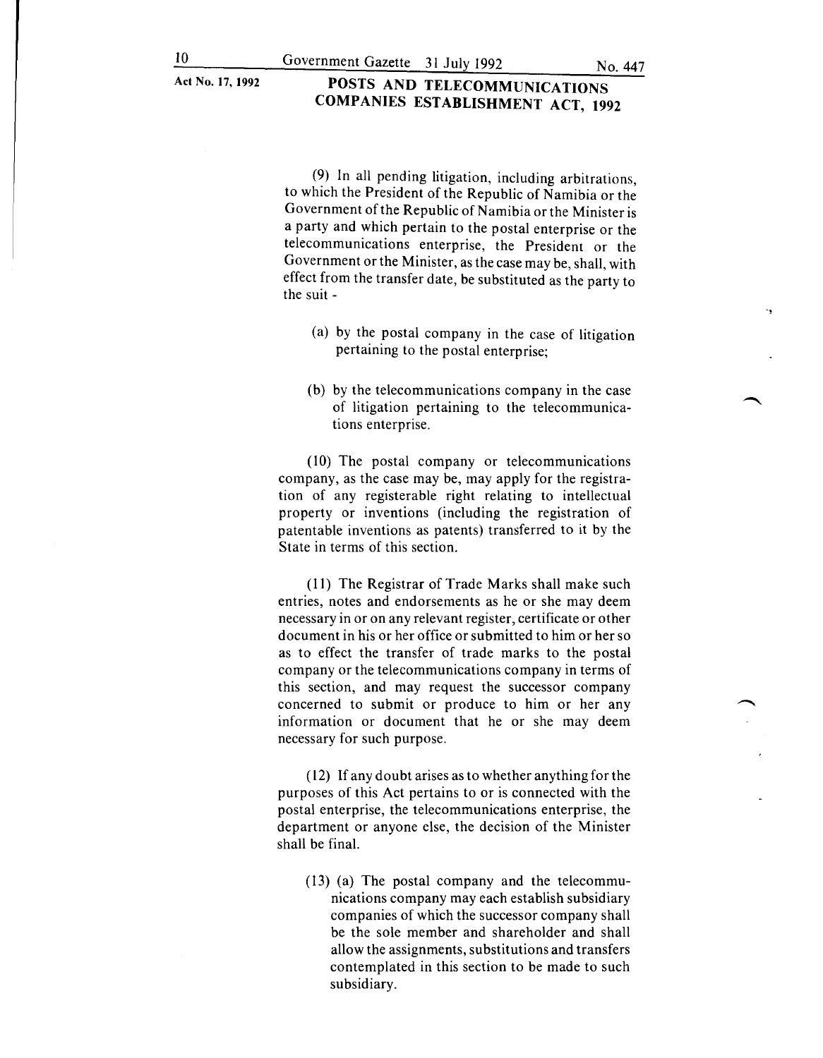(9) In all pending litigation, including arbitrations, to which the President of the Republic of Namibia or the Government of the Republic of Namibia or the Minister is a party and which pertain to the postal enterprise or the telecommunications enterprise, the President or the Government or the Minister, as the case may be, shall, with effect from the transfer date, be substituted as the party to the suit -

(a) by the postal company in the case of litigation pertaining to the postal enterprise;

(b) by the telecommunications company in the case of litigation pertaining to the telecommunications enterprise.

(10) The postal company or telecommunications company, as the case may be, may apply for the registration of any registerable right relating to intellectual property or inventions (including the registration of patentable inventions as patents) transferred to it by the State in terms of this section.

(11) The Registrar of Trade Marks shall make such entries, notes and endorsements as he or she may deem necessary in or on any relevant register, certificate or other document in his or her office or submitted to him or her so as to effect the transfer of trade marks to the postal company or the telecommunications company in terms of this section, and may request the successor company concerned to submit or produce to him or her any information or document that he or she may deem necessary for such purpose.

(12) If any doubt arises as to whether anything for the purposes of this Act pertains to or is connected with the postal enterprise, the telecommunications enterprise, the department or anyone else, the decision of the Minister shall be final.

(13) (a) The postal company and the telecommunications company may each establish subsidiary companies of which the successor company shall be the sole member and shareholder and shall allow the assignments, substitutions and transfers contemplated in this section to be made to such subsidiary.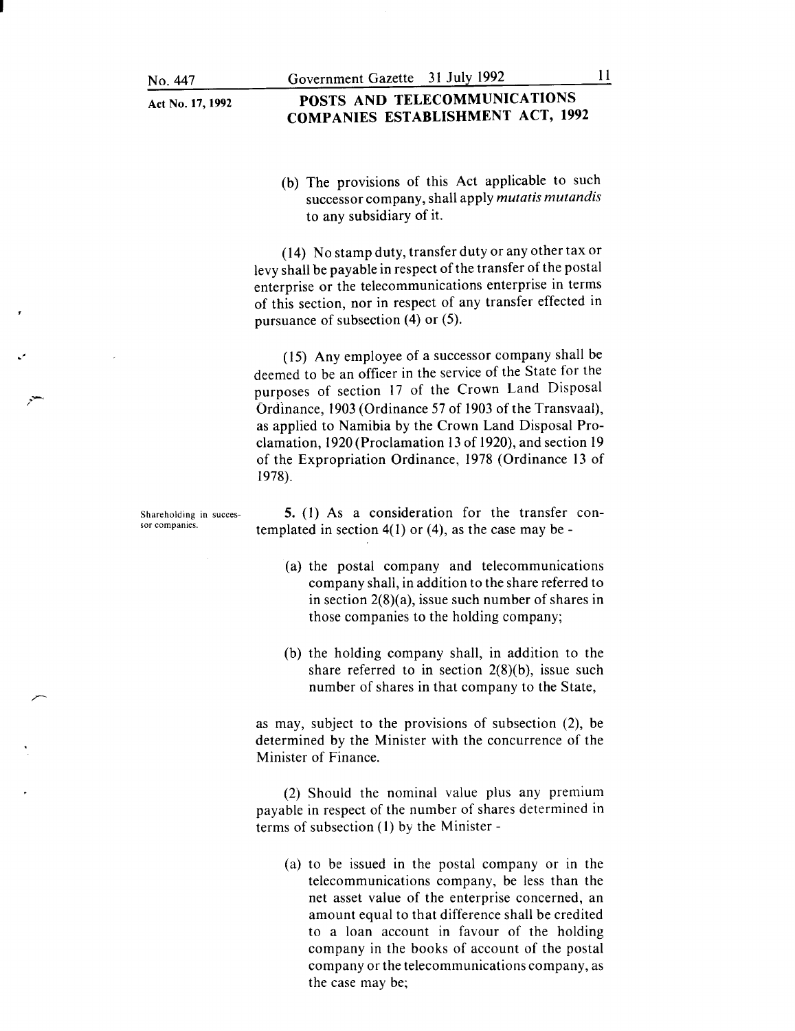(b) The provisions of this Act applicable to such successor company, shall apply *mutatis mutandis* to any subsidiary of it.

(14) No stamp duty, transfer duty or any other tax or levy shall be payable in respect of the transfer of the postal enterprise or the telecommunications enterprise in terms of this section, nor in respect of any transfer effected in pursuance of subsection (4) or (5).

(15) Any employee of a successor company shall be deemed to be an officer in the service of the State for the purposes of section 17 of the Crown Land Disposal Ordinance, 1903 (Ordinance 57 of 1903 of the Transvaal), as applied to Namibia by the Crown Land Disposal Proclamation, 1920 (Proclamation 13 of 1920), and section 19 of the Expropriation Ordinance, 1978 (Ordinance 13 of 1978).

Shareholding in successor companies.

**5.** (1) As a consideration for the transfer contemplated in section 4(1) or (4), as the case may be -

(a) the postal company and telecommunications company shall, in addition to the share referred to in section 2(8)(a), issue such number of shares in those companies to the holding company;

(b) the holding company shall, in addition to the share referred to in section 2(8)(b), issue such number of shares in that company to the State,

as may, subject to the provisions of subsection (2), be determined by the Minister with the concurrence of the Minister of Finance.

(2) Should the nominal value plus any premium payable in respect of the number of shares determined in terms of subsection (1) by the Minister -

(a) to be issued in the postal company or in the telecommunications company, be less than the net asset value of the enterprise concerned, an amount equal to that difference shall be credited to a loan account in favour of the holding company in the books of account of the postal company or the telecommunications company, as the case may be;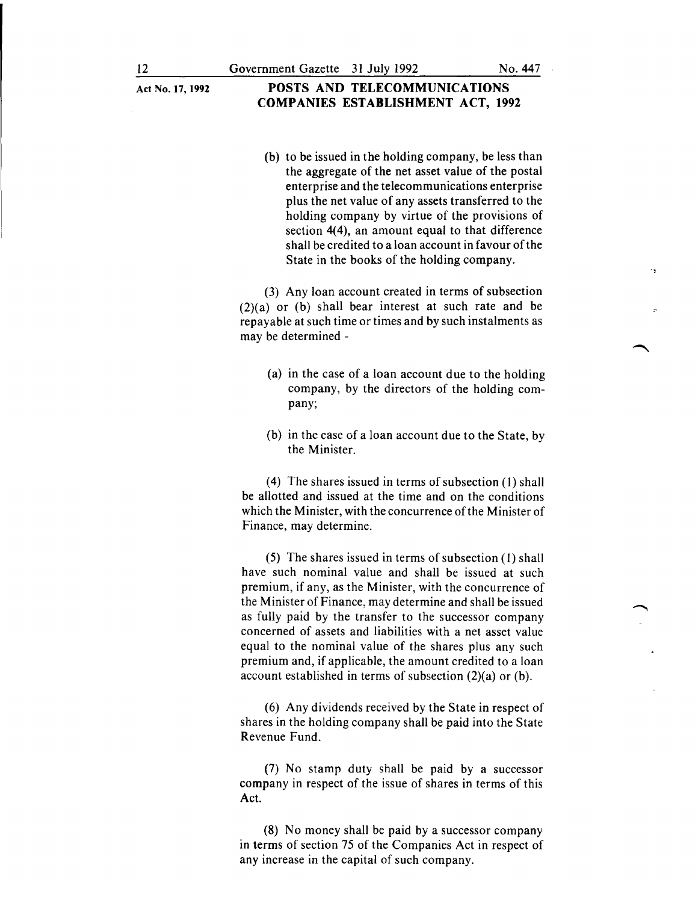(b) to be issued in the holding company, be less than the aggregate of the net asset value of the postal enterprise and the telecommunications enterprise plus the net value of any assets transferred to the holding company by virtue of the provisions of section 4(4), an amount equal to that difference shall be credited to a loan account in favour of the State in the books of the holding company.

(3) Any loan account created in terms of subsection (2)(a) or (b) shall bear interest at such rate and be repayable at such time or times and by such instalments as may be determined -

(a) in the case of a loan account due to the holding company, by the directors of the holding company;

(b) in the case of a loan account due to the State, by the Minister.

(4) The shares issued in terms of subsection (1) shall be allotted and issued at the time and on the conditions which the Minister, with the concurrence of the Minister of Finance, may determine.

(5) The shares issued in terms of subsection (1) shall have such nominal value and shall be issued at such premium, if any, as the Minister, with the concurrence of the Minister of Finance, may determine and shall be issued as fully paid by the transfer to the successor company concerned of assets and liabilities with a net asset value equal to the nominal value of the shares plus any such premium and, if applicable, the amount credited to a loan account established in terms of subsection (2)(a) or (b).

(6) Any dividends received by the State in respect of shares in the holding company shall be paid into the State Revenue Fund.

(7) No stamp duty shall be paid by a successor company in respect of the issue of shares in terms of this Act.

(8) No money shall be paid by a successor company in terms of section 75 of the Companies Act in respect of any increase in the capital of such company.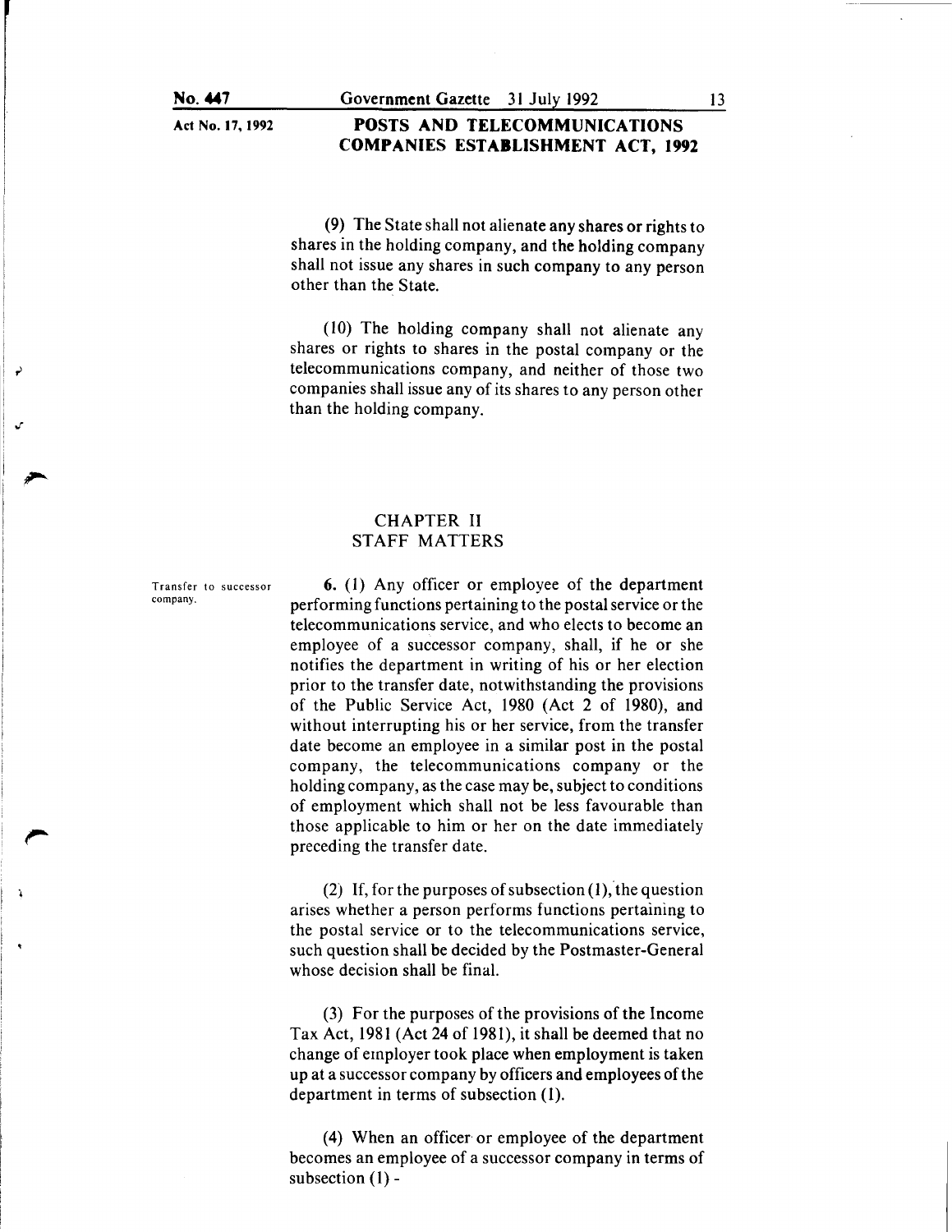(9) The State shall not alienate any shares or rights to shares in the holding company, and the holding company shall not issue any shares in such company to any person other than the State.

(10) The holding company shall not alienate any shares or rights to shares in the postal company or the telecommunications company, and neither of those two companies shall issue any of its shares to any person other than the holding company.

## CHAPTER II
## STAFF MATTERS

Transfer to successor company.

**6.** (1) Any officer or employee of the department performing functions pertaining to the postal service or the telecommunications service, and who elects to become an employee of a successor company, shall, if he or she notifies the department in writing of his or her election prior to the transfer date, notwithstanding the provisions of the Public Service Act, 1980 (Act 2 of 1980), and without interrupting his or her service, from the transfer date become an employee in a similar post in the postal company, the telecommunications company or the holding company, as the case may be, subject to conditions of employment which shall not be less favourable than those applicable to him or her on the date immediately preceding the transfer date.

(2) If, for the purposes of subsection (1), the question arises whether a person performs functions pertaining to the postal service or to the telecommunications service, such question shall be decided by the Postmaster-General whose decision shall be final.

(3) For the purposes of the provisions of the Income Tax Act, 1981 (Act 24 of 1981), it shall be deemed that no change of employer took place when employment is taken up at a successor company by officers and employees of the department in terms of subsection (1).

(4) When an officer or employee of the department becomes an employee of a successor company in terms of subsection (1) -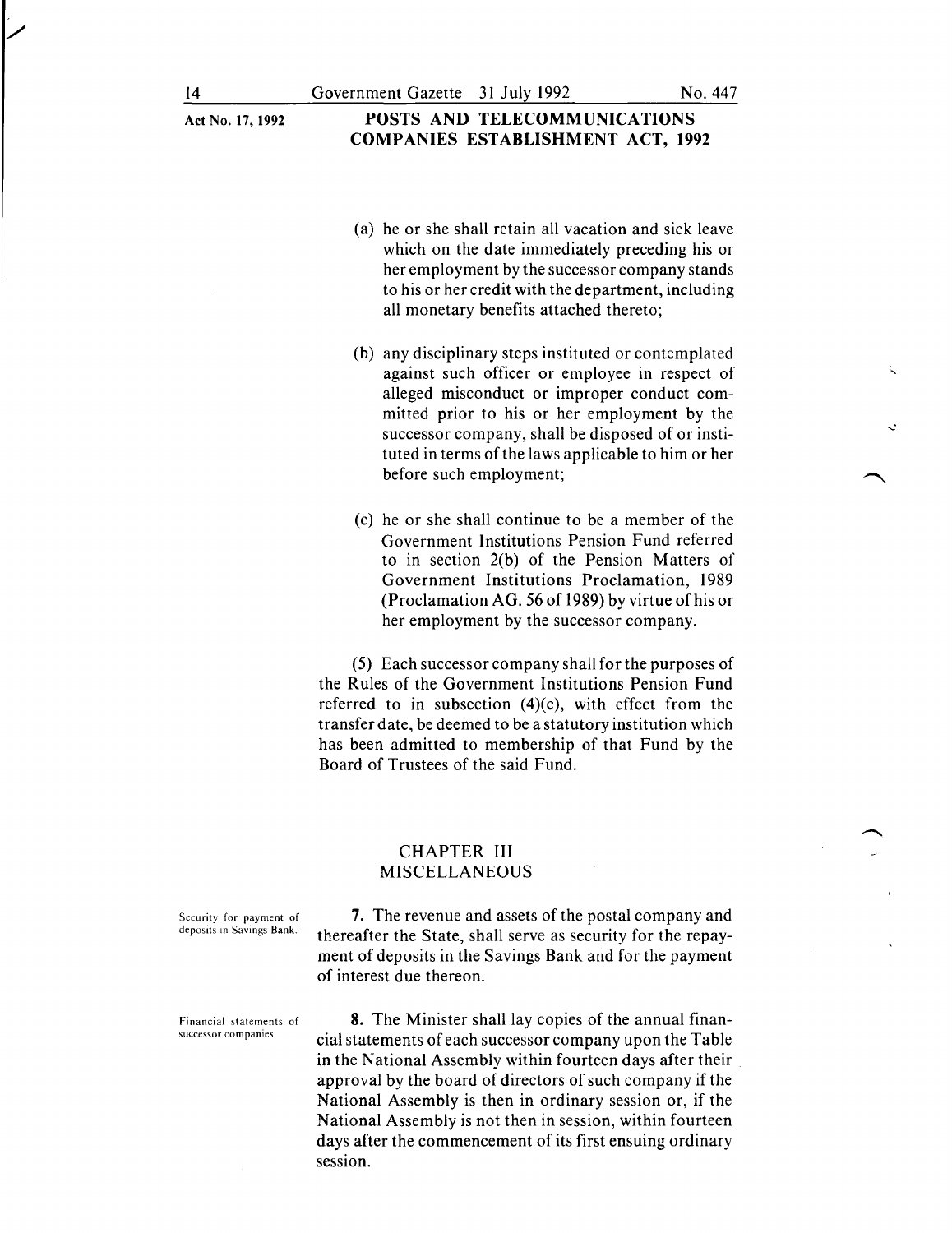(a) he or she shall retain all vacation and sick leave which on the date immediately preceding his or her employment by the successor company stands to his or her credit with the department, including all monetary benefits attached thereto;

(b) any disciplinary steps instituted or contemplated against such officer or employee in respect of alleged misconduct or improper conduct committed prior to his or her employment by the successor company, shall be disposed of or instituted in terms of the laws applicable to him or her before such employment;

(c) he or she shall continue to be a member of the Government Institutions Pension Fund referred to in section 2(b) of the Pension Matters of Government Institutions Proclamation, 1989 (Proclamation AG. 56 of 1989) by virtue of his or her employment by the successor company.

(5) Each successor company shall for the purposes of the Rules of the Government Institutions Pension Fund referred to in subsection (4)(c), with effect from the transfer date, be deemed to be a statutory institution which has been admitted to membership of that Fund by the Board of Trustees of the said Fund.

## CHAPTER III
## MISCELLANEOUS

*Security for payment of deposits in Savings Bank.*

**7.** The revenue and assets of the postal company and thereafter the State, shall serve as security for the repayment of deposits in the Savings Bank and for the payment of interest due thereon.

*Financial statements of successor companies.*

**8.** The Minister shall lay copies of the annual financial statements of each successor company upon the Table in the National Assembly within fourteen days after their approval by the board of directors of such company if the National Assembly is then in ordinary session or, if the National Assembly is not then in session, within fourteen days after the commencement of its first ensuing ordinary session.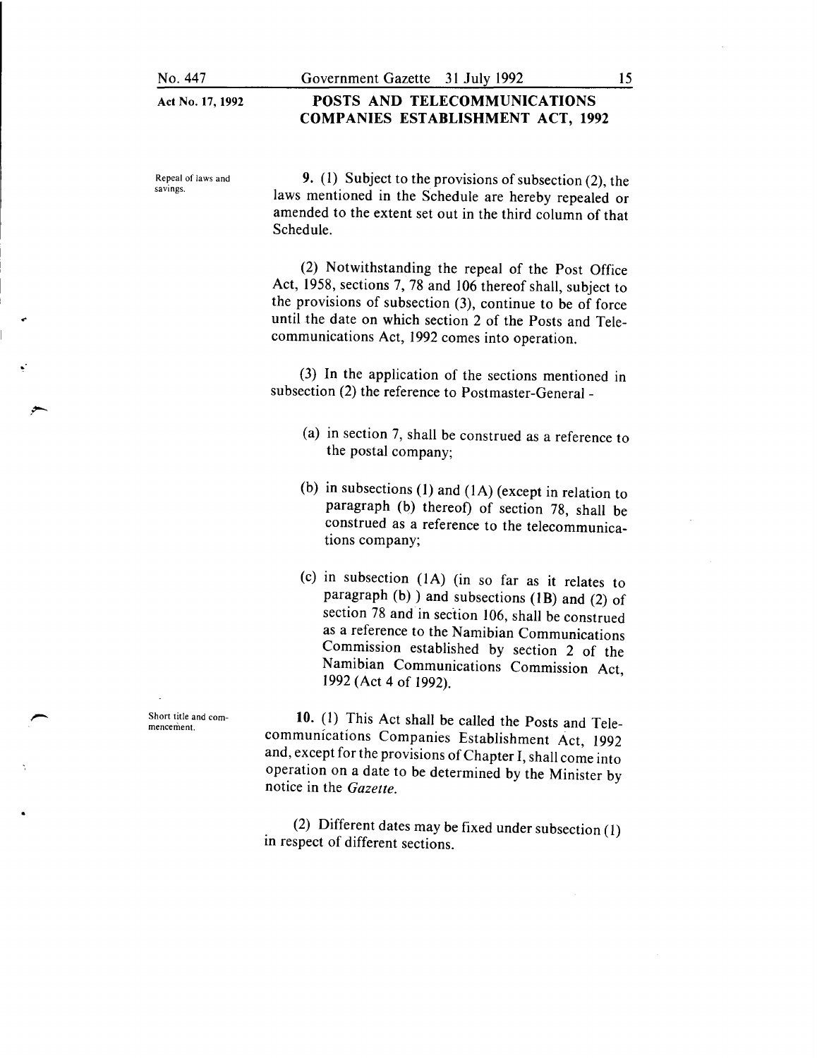**Repeal of laws and savings.**

**9.** (1) Subject to the provisions of subsection (2), the laws mentioned in the Schedule are hereby repealed or amended to the extent set out in the third column of that Schedule.

(2) Notwithstanding the repeal of the Post Office Act, 1958, sections 7, 78 and 106 thereof shall, subject to the provisions of subsection (3), continue to be of force until the date on which section 2 of the Posts and Telecommunications Act, 1992 comes into operation.

(3) In the application of the sections mentioned in subsection (2) the reference to Postmaster-General -

(a) in section 7, shall be construed as a reference to the postal company;

(b) in subsections (1) and (1A) (except in relation to paragraph (b) thereof) of section 78, shall be construed as a reference to the telecommunications company;

(c) in subsection (1A) (in so far as it relates to paragraph (b) ) and subsections (1B) and (2) of section 78 and in section 106, shall be construed as a reference to the Namibian Communications Commission established by section 2 of the Namibian Communications Commission Act, 1992 (Act 4 of 1992).

**Short title and commencement.**

**10.** (1) This Act shall be called the Posts and Telecommunications Companies Establishment Act, 1992 and, except for the provisions of Chapter I, shall come into operation on a date to be determined by the Minister by notice in the *Gazette*.

(2) Different dates may be fixed under subsection (1) in respect of different sections.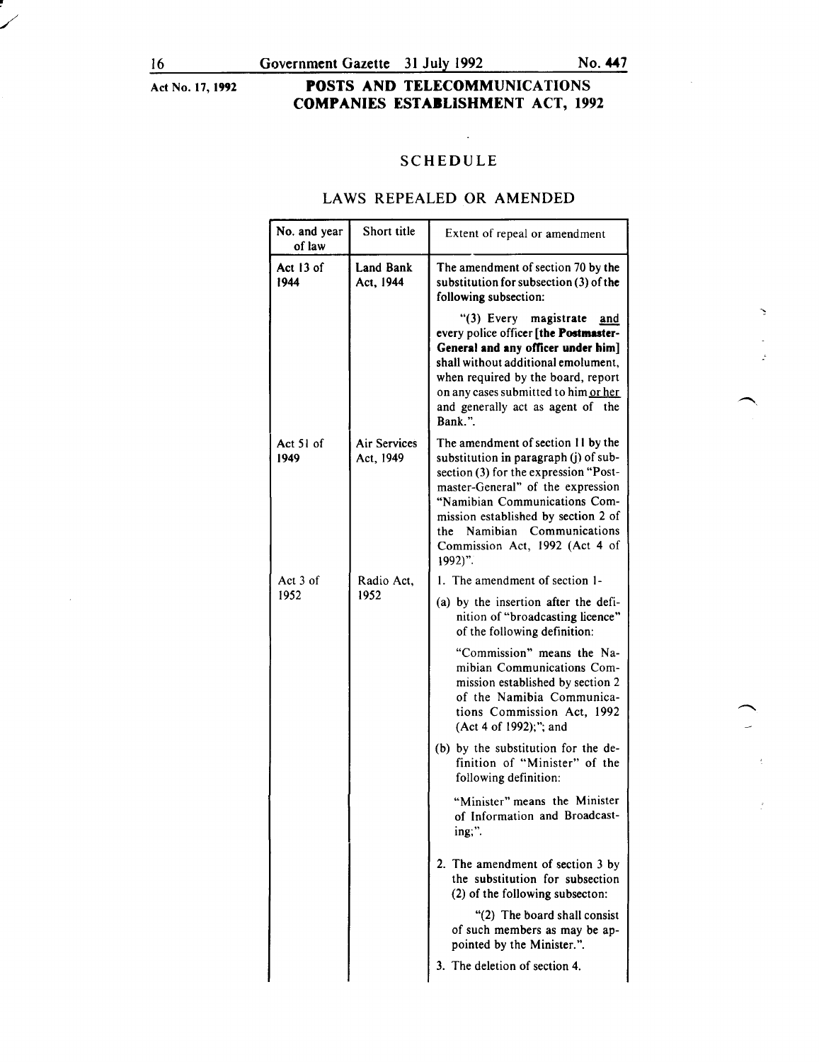Act No. 17, 1992

**POSTS AND TELECOMMUNICATIONS COMPANIES ESTABLISHMENT ACT, 1992**

## SCHEDULE

## LAWS REPEALED OR AMENDED

| No. and year of law | Short title | Extent of repeal or amendment |
|---|---|---|
| Act 13 of 1944 | **Land Bank Act, 1944** | The amendment of section 70 by the substitution for subsection (3) of the following subsection: "(3) Every magistrate <u>and</u> every police officer **[the Postmaster-General and any officer under him]** shall without additional emolument, when required by the board, report on any cases submitted to him <u>or her</u> and generally act as agent of the Bank.". |
| Act 51 of 1949 | Air Services Act, 1949 | The amendment of section 11 by the substitution in paragraph (j) of subsection (3) for the expression "Postmaster-General" of the expression "Namibian Communications Commission established by section 2 of the Namibian Communications Commission Act, 1992 (Act 4 of 1992)". |
| Act 3 of 1952 | Radio Act, 1952 | 1. The amendment of section 1- (a) by the insertion after the definition of "broadcasting licence" of the following definition: "Commission" means the Namibian Communications Commission established by section 2 of the Namibia Communications Commission Act, 1992 (Act 4 of 1992);"; and (b) by the substitution for the definition of "Minister" of the following definition: "Minister" means the Minister of Information and Broadcasting;". 2. The amendment of section 3 by the substitution for subsection (2) of the following subsecton: "(2) The board shall consist of such members as may be appointed by the Minister.". 3. The deletion of section 4. |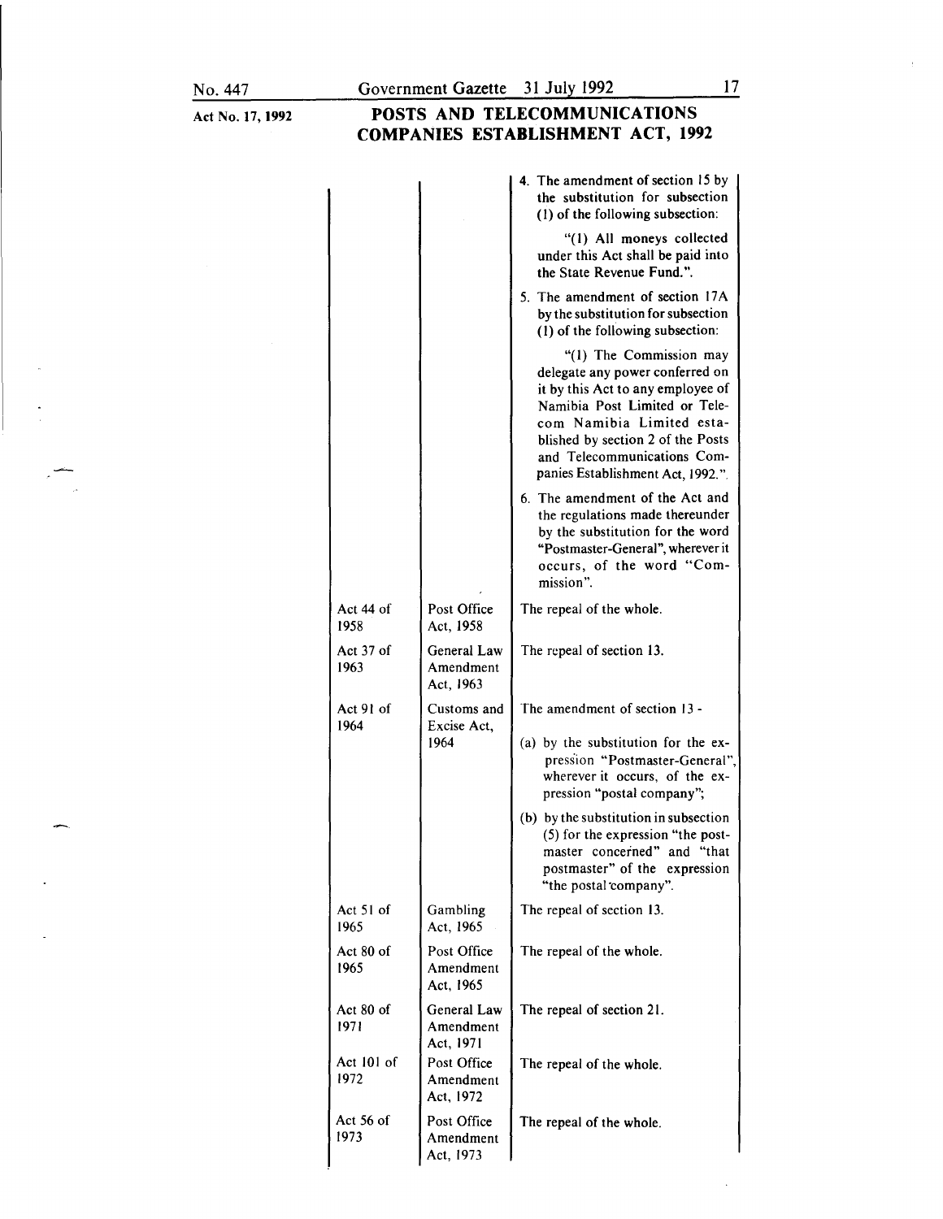Act No. 17, 1992

# POSTS AND TELECOMMUNICATIONS COMPANIES ESTABLISHMENT ACT, 1992

| | | |
|---|---|---|
| | | 4. The amendment of section 15 by the substitution for subsection (1) of the following subsection: "(1) All moneys collected under this Act shall be paid into the State Revenue Fund.". |
| | | 5. The amendment of section 17A by the substitution for subsection (1) of the following subsection: "(1) The Commission may delegate any power conferred on it by this Act to any employee of Namibia Post Limited or Telecom Namibia Limited established by section 2 of the Posts and Telecommunications Companies Establishment Act, 1992.". |
| | | 6. The amendment of the Act and the regulations made thereunder by the substitution for the word "Postmaster-General", wherever it occurs, of the word "Commission". |
| Act 44 of 1958 | Post Office Act, 1958 | The repeal of the whole. |
| Act 37 of 1963 | General Law Amendment Act, 1963 | The repeal of section 13. |
| Act 91 of 1964 | Customs and Excise Act, 1964 | The amendment of section 13 - (a) by the substitution for the expression "Postmaster-General", wherever it occurs, of the expression "postal company"; (b) by the substitution in subsection (5) for the expression "the postmaster concerned" and "that postmaster" of the expression "the postal company". |
| Act 51 of 1965 | Gambling Act, 1965 | The repeal of section 13. |
| Act 80 of 1965 | Post Office Amendment Act, 1965 | The repeal of the whole. |
| Act 80 of 1971 | General Law Amendment Act, 1971 | The repeal of section 21. |
| Act 101 of 1972 | Post Office Amendment Act, 1972 | The repeal of the whole. |
| Act 56 of 1973 | Post Office Amendment Act, 1973 | The repeal of the whole. |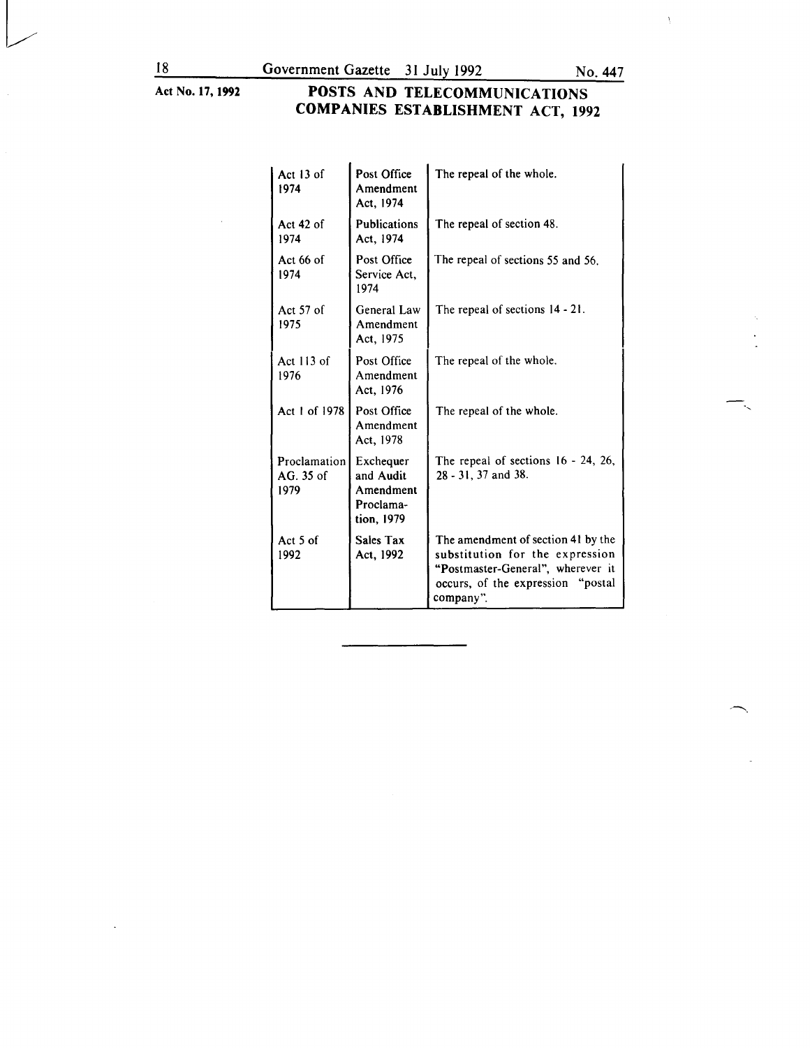| | | |
|---|---|---|
| Act 13 of 1974 | Post Office Amendment Act, 1974 | The repeal of the whole. |
| Act 42 of 1974 | Publications Act, 1974 | The repeal of section 48. |
| Act 66 of 1974 | Post Office Service Act, 1974 | The repeal of sections 55 and 56. |
| Act 57 of 1975 | General Law Amendment Act, 1975 | The repeal of sections 14 - 21. |
| Act 113 of 1976 | Post Office Amendment Act, 1976 | The repeal of the whole. |
| Act 1 of 1978 | Post Office Amendment Act, 1978 | The repeal of the whole. |
| Proclamation AG. 35 of 1979 | Exchequer and Audit Amendment Proclamation, 1979 | The repeal of sections 16 - 24, 26, 28 - 31, 37 and 38. |
| Act 5 of 1992 | Sales Tax Act, 1992 | The amendment of section 41 by the substitution for the expression "Postmaster-General", wherever it occurs, of the expression "postal company". |